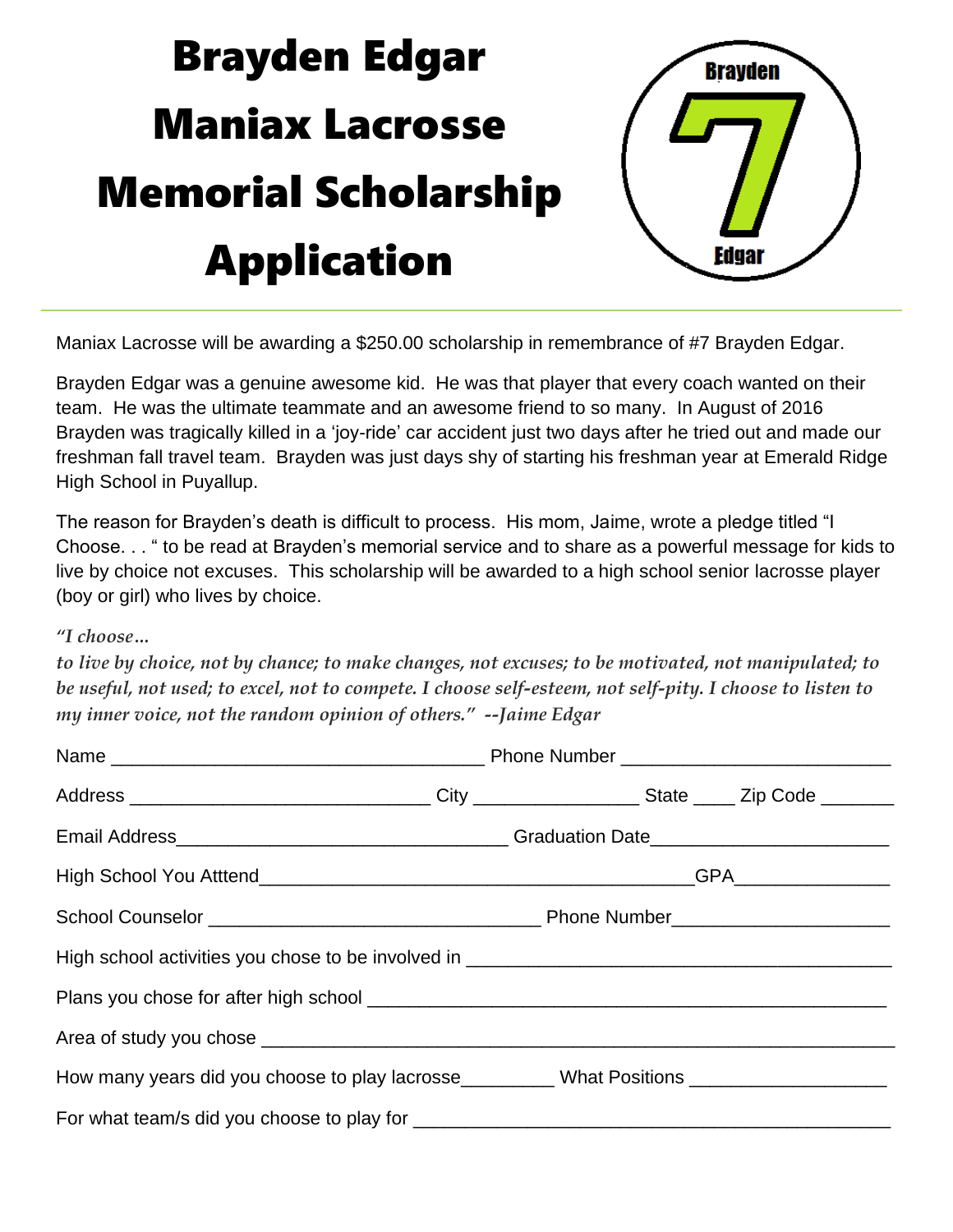# Brayden Edgar Maniax Lacrosse Memorial Scholarship Application

Maniax Lacrosse will be awarding a $250.00 scholarship in remembrance of #7 Brayden Edgar.

Brayden Edgar was a genuine awesome kid. He was that player that every coach wanted on their team. He was the ultimate teammate and an awesome friend to so many. In August of 2016 Brayden was tragically killed in a 'joy-ride' car accident just two days after he tried out and made our freshman fall travel team. Brayden was just days shy of starting his freshman year at Emerald Ridge High School in Puyallup.

The reason for Brayden's death is difficult to process. His mom, Jaime, wrote a pledge titled "I Choose. . . " to be read at Brayden's memorial service and to share as a powerful message for kids to live by choice not excuses. This scholarship will be awarded to a high school senior lacrosse player (boy or girl) who lives by choice.

*"I choose…*
***to live by choice, not by chance; to make changes, not excuses; to be motivated, not manipulated; to be useful, not used; to excel, not to compete. I choose self-esteem, not self-pity. I choose to listen to my inner voice, not the random opinion of others." --Jaime Edgar***

Name ___________________________________ Phone Number _________________________

Address ____________________________ City _______________ State ____ Zip Code _______

Email Address_______________________________ Graduation Date______________________

High School You Atttend_________________________________________GPA______________

School Counselor _______________________________ Phone Number____________________

High school activities you chose to be involved in _______________________________________

Plans you chose for after high school _________________________________________________

Area of study you chose ____________________________________________________________

How many years did you choose to play lacrosse_________ What Positions __________________

For what team/s did you choose to play for _____________________________________________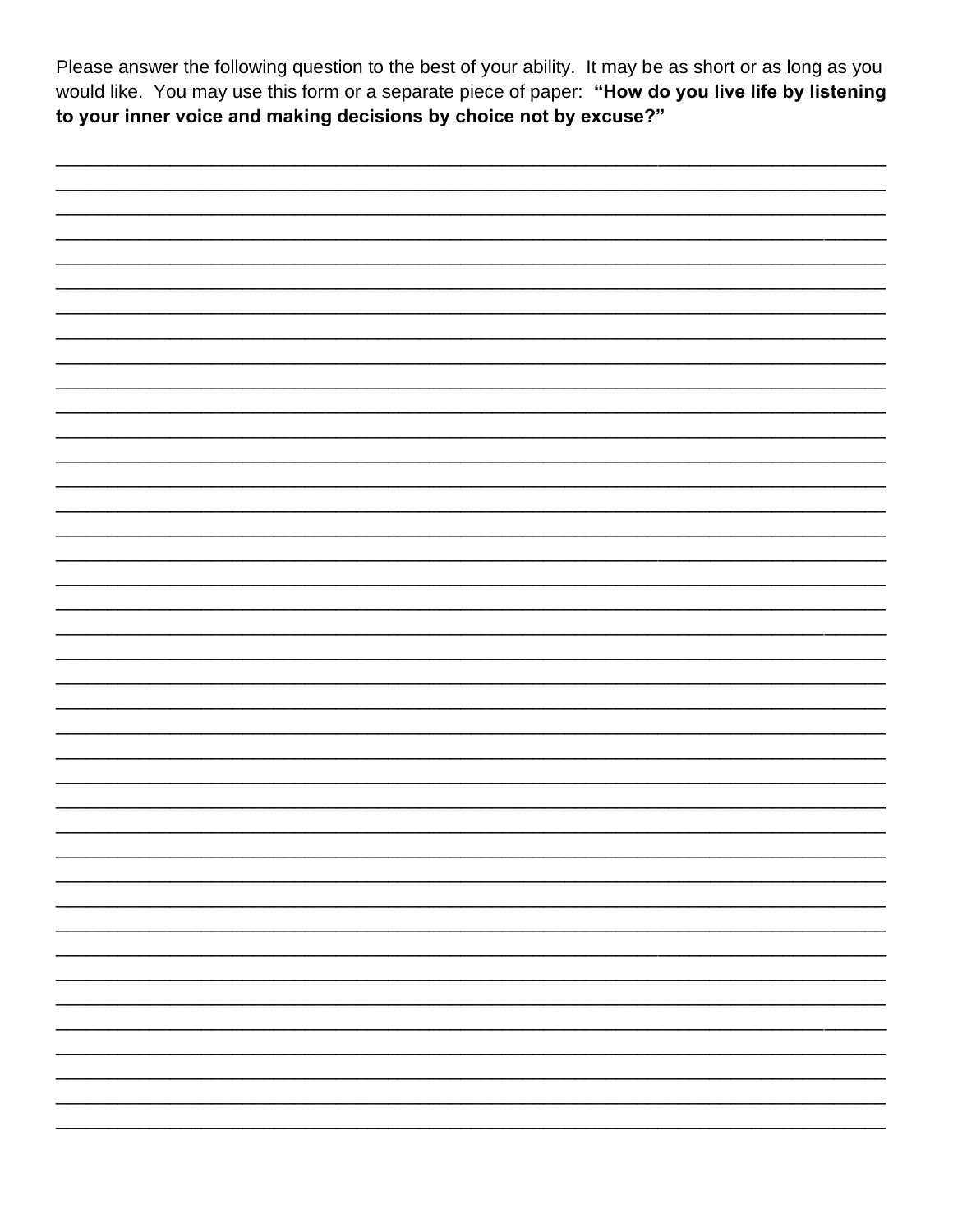Please answer the following question to the best of your ability. It may be as short or as long as you would like. You may use this form or a separate piece of paper: **"How do you live life by listening to your inner voice and making decisions by choice not by excuse?"**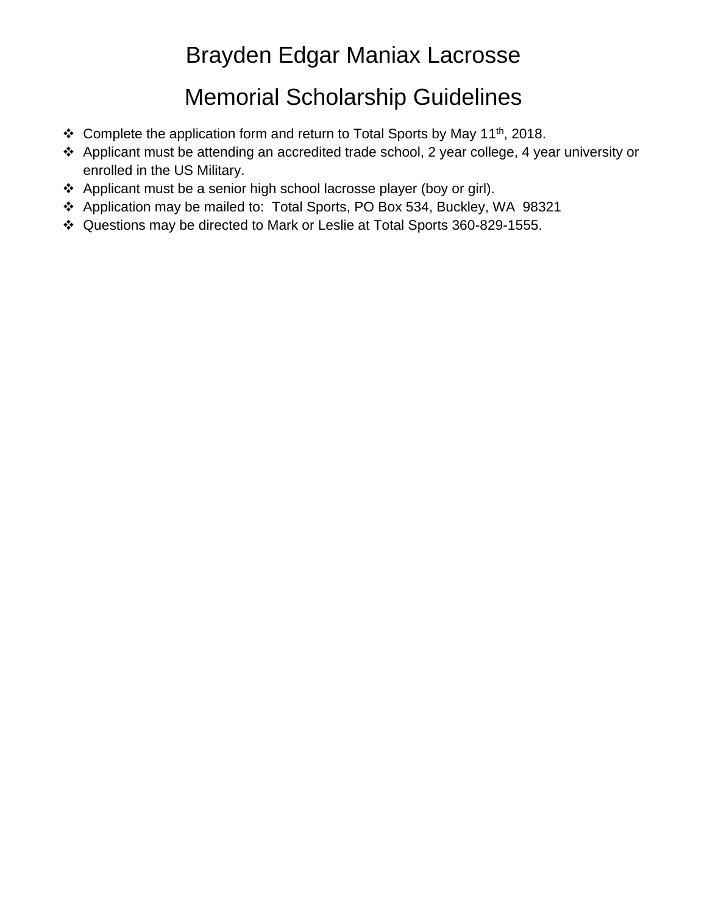# Brayden Edgar Maniax Lacrosse

# Memorial Scholarship Guidelines

- Complete the application form and return to Total Sports by May 11th, 2018.
- Applicant must be attending an accredited trade school, 2 year college, 4 year university or enrolled in the US Military.
- Applicant must be a senior high school lacrosse player (boy or girl).
- Application may be mailed to: Total Sports, PO Box 534, Buckley, WA 98321
- Questions may be directed to Mark or Leslie at Total Sports 360-829-1555.